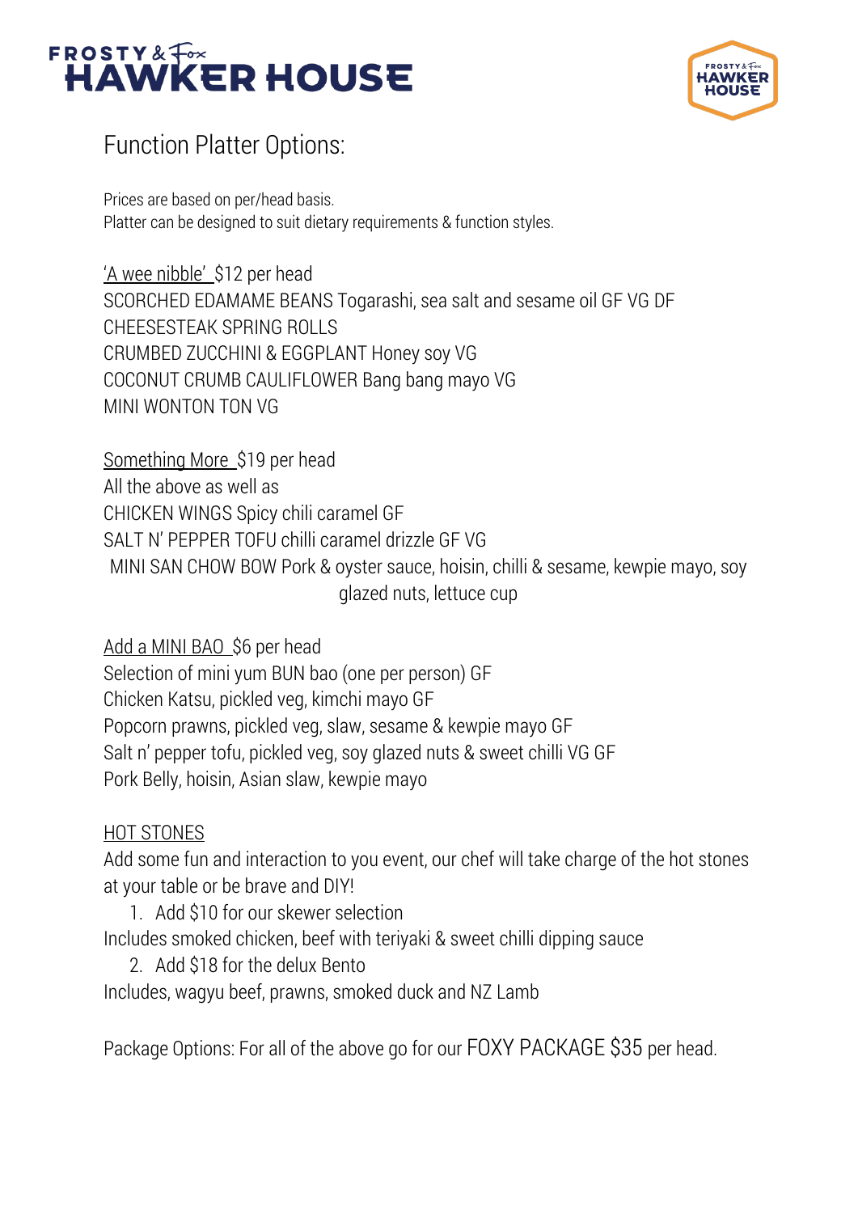# FROSTY & Fox HAWKER HOUSE

## Function Platter Options:

Prices are based on per/head basis.
Platter can be designed to suit dietary requirements & function styles.

'A wee nibble' $12 per head
SCORCHED EDAMAME BEANS Togarashi, sea salt and sesame oil GF VG DF
CHEESESTEAK SPRING ROLLS
CRUMBED ZUCCHINI & EGGPLANT Honey soy VG
COCONUT CRUMB CAULIFLOWER Bang bang mayo VG
MINI WONTON TON VG

Something More $19 per head
All the above as well as
CHICKEN WINGS Spicy chili caramel GF
SALT N' PEPPER TOFU chilli caramel drizzle GF VG
MINI SAN CHOW BOW Pork & oyster sauce, hoisin, chilli & sesame, kewpie mayo, soy glazed nuts, lettuce cup

Add a MINI BAO $6 per head
Selection of mini yum BUN bao (one per person) GF
Chicken Katsu, pickled veg, kimchi mayo GF
Popcorn prawns, pickled veg, slaw, sesame & kewpie mayo GF
Salt n' pepper tofu, pickled veg, soy glazed nuts & sweet chilli VG GF
Pork Belly, hoisin, Asian slaw, kewpie mayo

HOT STONES
Add some fun and interaction to you event, our chef will take charge of the hot stones at your table or be brave and DIY!

1. Add $10 for our skewer selection

Includes smoked chicken, beef with teriyaki & sweet chilli dipping sauce

2. Add $18 for the delux Bento

Includes, wagyu beef, prawns, smoked duck and NZ Lamb

Package Options: For all of the above go for our FOXY PACKAGE $35 per head.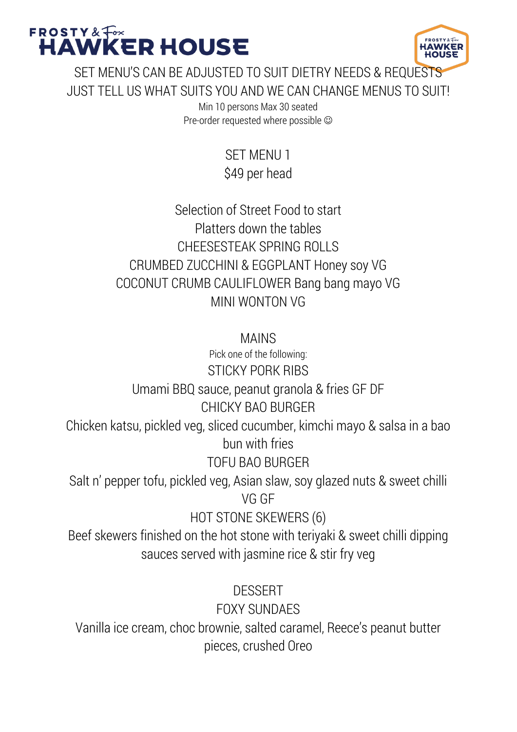# FROSTY & Fox HAWKER HOUSE

SET MENU'S CAN BE ADJUSTED TO SUIT DIETRY NEEDS & REQUESTS
JUST TELL US WHAT SUITS YOU AND WE CAN CHANGE MENUS TO SUIT!

Min 10 persons Max 30 seated
Pre-order requested where possible ☺

## SET MENU 1
$49 per head

Selection of Street Food to start
Platters down the tables

CHEESESTEAK SPRING ROLLS
CRUMBED ZUCCHINI & EGGPLANT Honey soy VG
COCONUT CRUMB CAULIFLOWER Bang bang mayo VG
MINI WONTON VG

## MAINS

Pick one of the following:

STICKY PORK RIBS
Umami BBQ sauce, peanut granola & fries GF DF

CHICKY BAO BURGER
Chicken katsu, pickled veg, sliced cucumber, kimchi mayo & salsa in a bao bun with fries

TOFU BAO BURGER
Salt n' pepper tofu, pickled veg, Asian slaw, soy glazed nuts & sweet chilli VG GF

HOT STONE SKEWERS (6)
Beef skewers finished on the hot stone with teriyaki & sweet chilli dipping sauces served with jasmine rice & stir fry veg

## DESSERT

FOXY SUNDAES
Vanilla ice cream, choc brownie, salted caramel, Reece's peanut butter pieces, crushed Oreo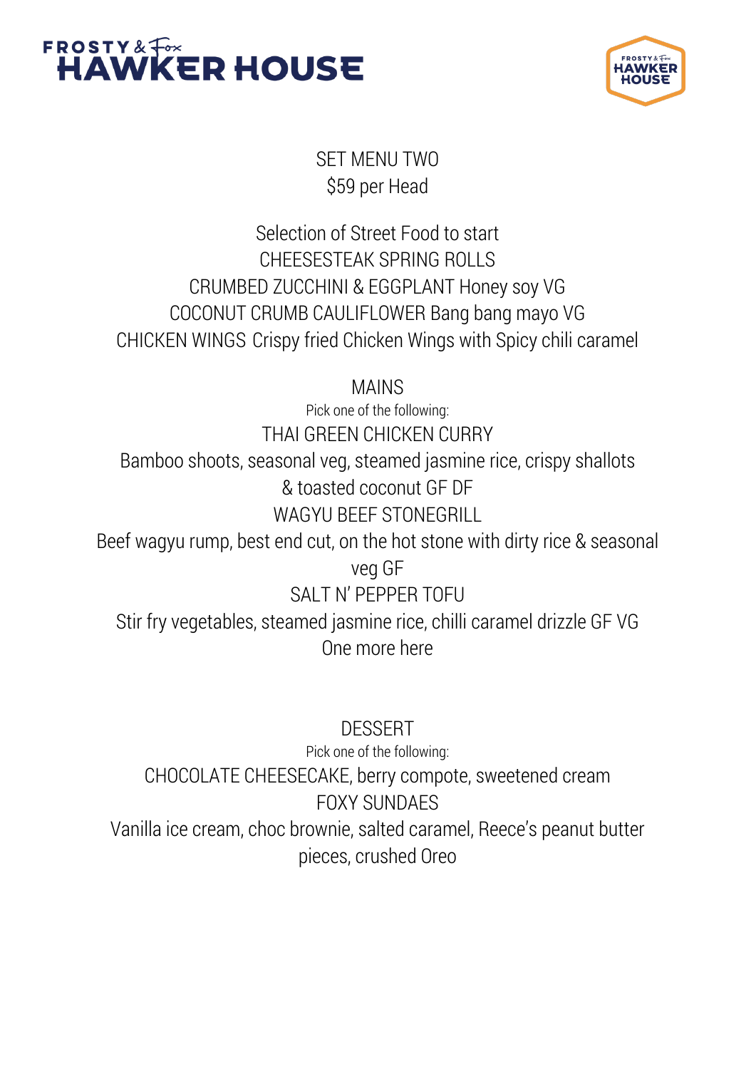# FROSTY & Fox HAWKER HOUSE

SET MENU TWO
$59 per Head

Selection of Street Food to start
CHEESESTEAK SPRING ROLLS
CRUMBED ZUCCHINI & EGGPLANT Honey soy VG
COCONUT CRUMB CAULIFLOWER Bang bang mayo VG
CHICKEN WINGS Crispy fried Chicken Wings with Spicy chili caramel

MAINS
Pick one of the following:
THAI GREEN CHICKEN CURRY
Bamboo shoots, seasonal veg, steamed jasmine rice, crispy shallots & toasted coconut GF DF
WAGYU BEEF STONEGRILL
Beef wagyu rump, best end cut, on the hot stone with dirty rice & seasonal veg GF
SALT N' PEPPER TOFU
Stir fry vegetables, steamed jasmine rice, chilli caramel drizzle GF VG
One more here

DESSERT
Pick one of the following:
CHOCOLATE CHEESECAKE, berry compote, sweetened cream
FOXY SUNDAES
Vanilla ice cream, choc brownie, salted caramel, Reece's peanut butter pieces, crushed Oreo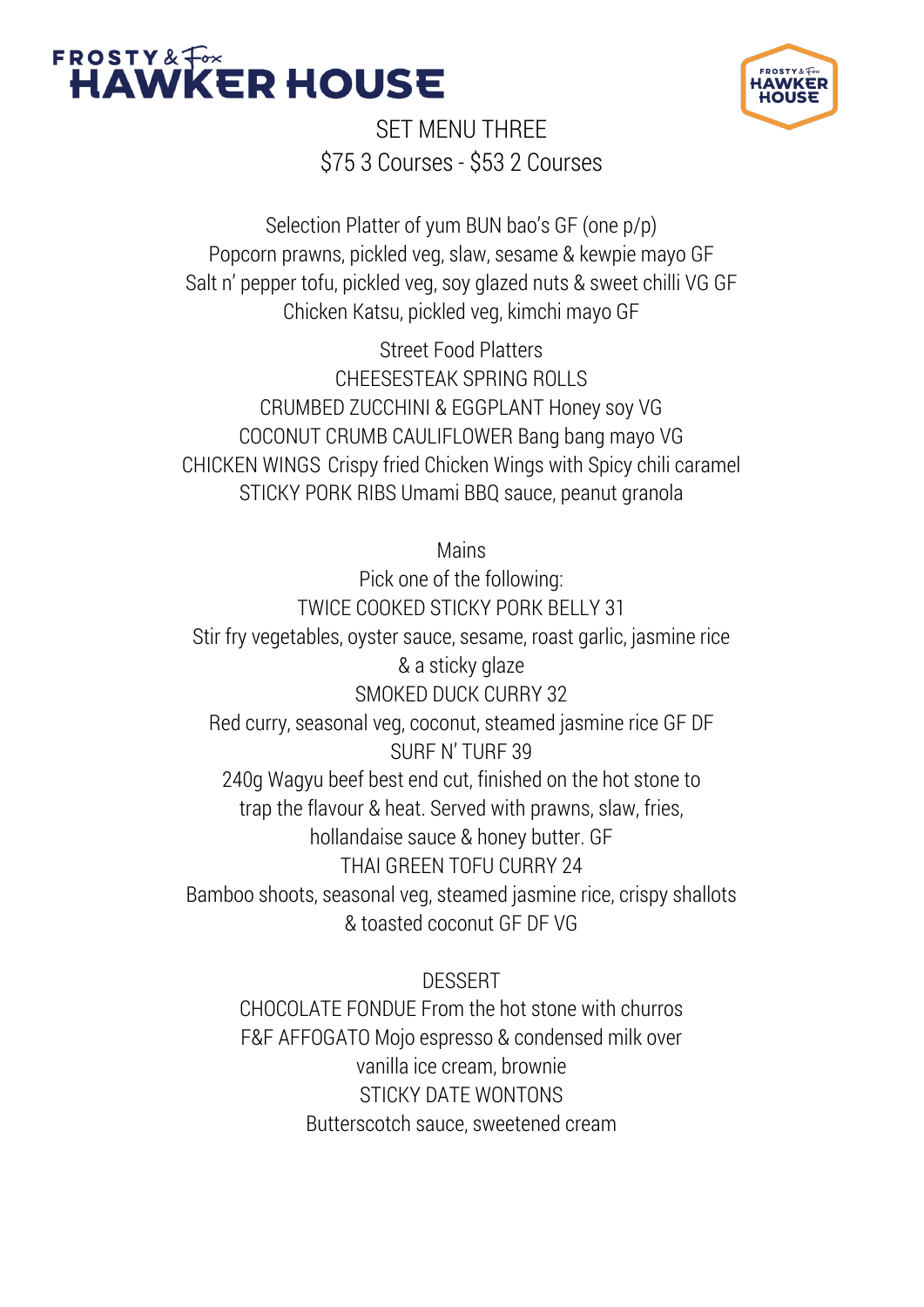# FROSTY & Fox HAWKER HOUSE

## SET MENU THREE

$75 3 Courses - $53 2 Courses

Selection Platter of yum BUN bao's GF (one p/p)
Popcorn prawns, pickled veg, slaw, sesame & kewpie mayo GF
Salt n' pepper tofu, pickled veg, soy glazed nuts & sweet chilli VG GF
Chicken Katsu, pickled veg, kimchi mayo GF

Street Food Platters
CHEESESTEAK SPRING ROLLS
CRUMBED ZUCCHINI & EGGPLANT Honey soy VG
COCONUT CRUMB CAULIFLOWER Bang bang mayo VG
CHICKEN WINGS Crispy fried Chicken Wings with Spicy chili caramel
STICKY PORK RIBS Umami BBQ sauce, peanut granola

### Mains

Pick one of the following:

TWICE COOKED STICKY PORK BELLY 31
Stir fry vegetables, oyster sauce, sesame, roast garlic, jasmine rice & a sticky glaze

SMOKED DUCK CURRY 32
Red curry, seasonal veg, coconut, steamed jasmine rice GF DF

SURF N' TURF 39
240g Wagyu beef best end cut, finished on the hot stone to trap the flavour & heat. Served with prawns, slaw, fries, hollandaise sauce & honey butter. GF

THAI GREEN TOFU CURRY 24
Bamboo shoots, seasonal veg, steamed jasmine rice, crispy shallots & toasted coconut GF DF VG

### DESSERT

CHOCOLATE FONDUE From the hot stone with churros

F&F AFFOGATO Mojo espresso & condensed milk over vanilla ice cream, brownie

STICKY DATE WONTONS
Butterscotch sauce, sweetened cream